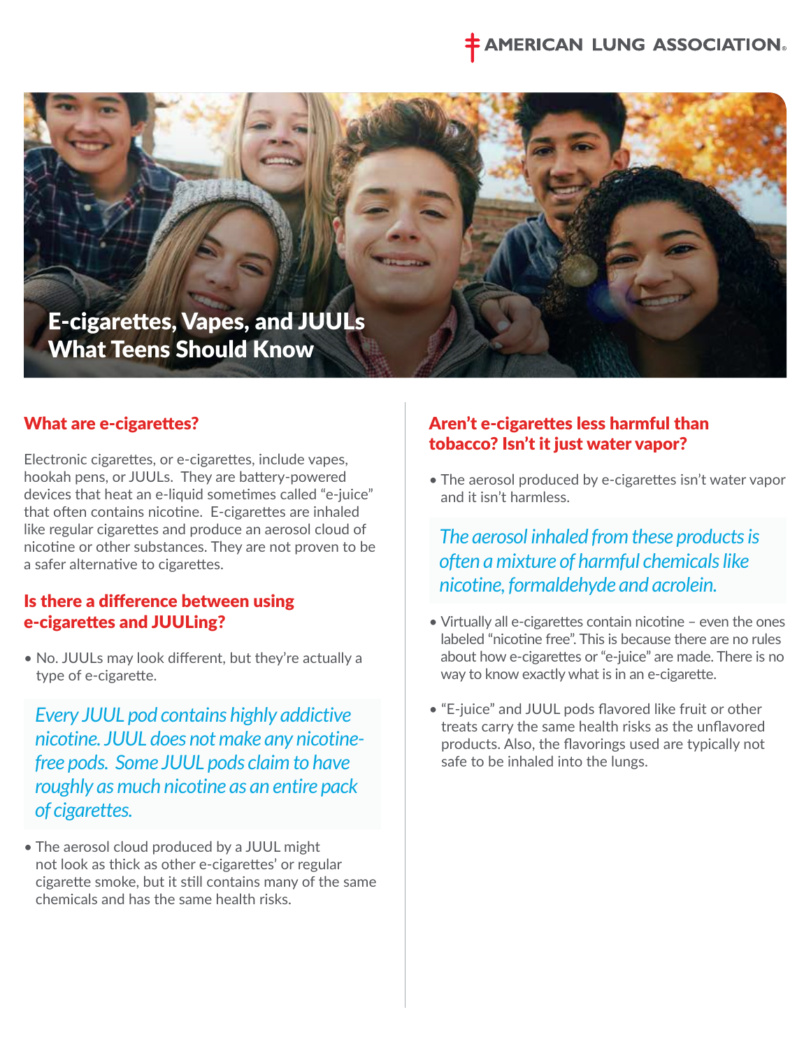AMERICAN LUNG ASSOCIATION®

# E-cigarettes, Vapes, and JUULs What Teens Should Know

## What are e-cigarettes?

Electronic cigarettes, or e-cigarettes, include vapes, hookah pens, or JUULs. They are battery-powered devices that heat an e-liquid sometimes called "e-juice" that often contains nicotine. E-cigarettes are inhaled like regular cigarettes and produce an aerosol cloud of nicotine or other substances. They are not proven to be a safer alternative to cigarettes.

## Is there a difference between using e-cigarettes and JUULing?

- No. JUULs may look different, but they're actually a type of e-cigarette.

*Every JUUL pod contains highly addictive nicotine. JUUL does not make any nicotine-free pods. Some JUUL pods claim to have roughly as much nicotine as an entire pack of cigarettes.*

- The aerosol cloud produced by a JUUL might not look as thick as other e-cigarettes' or regular cigarette smoke, but it still contains many of the same chemicals and has the same health risks.

## Aren't e-cigarettes less harmful than tobacco? Isn't it just water vapor?

- The aerosol produced by e-cigarettes isn't water vapor and it isn't harmless.

*The aerosol inhaled from these products is often a mixture of harmful chemicals like nicotine, formaldehyde and acrolein.*

- Virtually all e-cigarettes contain nicotine – even the ones labeled "nicotine free". This is because there are no rules about how e-cigarettes or "e-juice" are made. There is no way to know exactly what is in an e-cigarette.
- "E-juice" and JUUL pods flavored like fruit or other treats carry the same health risks as the unflavored products. Also, the flavorings used are typically not safe to be inhaled into the lungs.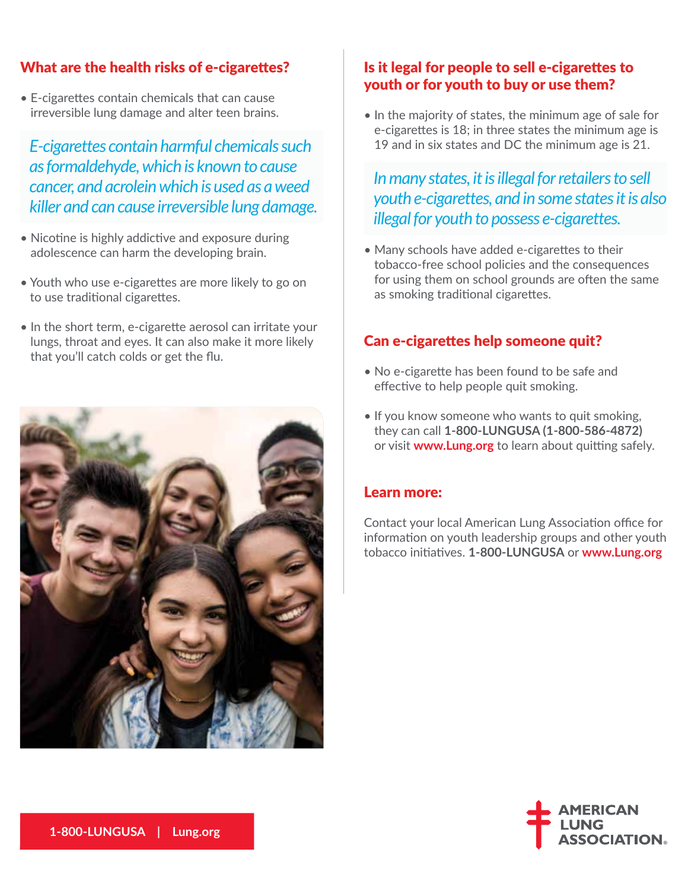## What are the health risks of e-cigarettes?

- E-cigarettes contain chemicals that can cause irreversible lung damage and alter teen brains.

*E-cigarettes contain harmful chemicals such as formaldehyde, which is known to cause cancer, and acrolein which is used as a weed killer and can cause irreversible lung damage.*

- Nicotine is highly addictive and exposure during adolescence can harm the developing brain.
- Youth who use e-cigarettes are more likely to go on to use traditional cigarettes.
- In the short term, e-cigarette aerosol can irritate your lungs, throat and eyes. It can also make it more likely that you'll catch colds or get the flu.

## Is it legal for people to sell e-cigarettes to youth or for youth to buy or use them?

- In the majority of states, the minimum age of sale for e-cigarettes is 18; in three states the minimum age is 19 and in six states and DC the minimum age is 21.

*In many states, it is illegal for retailers to sell youth e-cigarettes, and in some states it is also illegal for youth to possess e-cigarettes.*

- Many schools have added e-cigarettes to their tobacco-free school policies and the consequences for using them on school grounds are often the same as smoking traditional cigarettes.

## Can e-cigarettes help someone quit?

- No e-cigarette has been found to be safe and effective to help people quit smoking.
- If you know someone who wants to quit smoking, they can call **1-800-LUNGUSA (1-800-586-4872)** or visit **www.Lung.org** to learn about quitting safely.

## Learn more:

Contact your local American Lung Association office for information on youth leadership groups and other youth tobacco initiatives. **1-800-LUNGUSA** or **www.Lung.org**

**1-800-LUNGUSA | Lung.org**

AMERICAN LUNG ASSOCIATION®